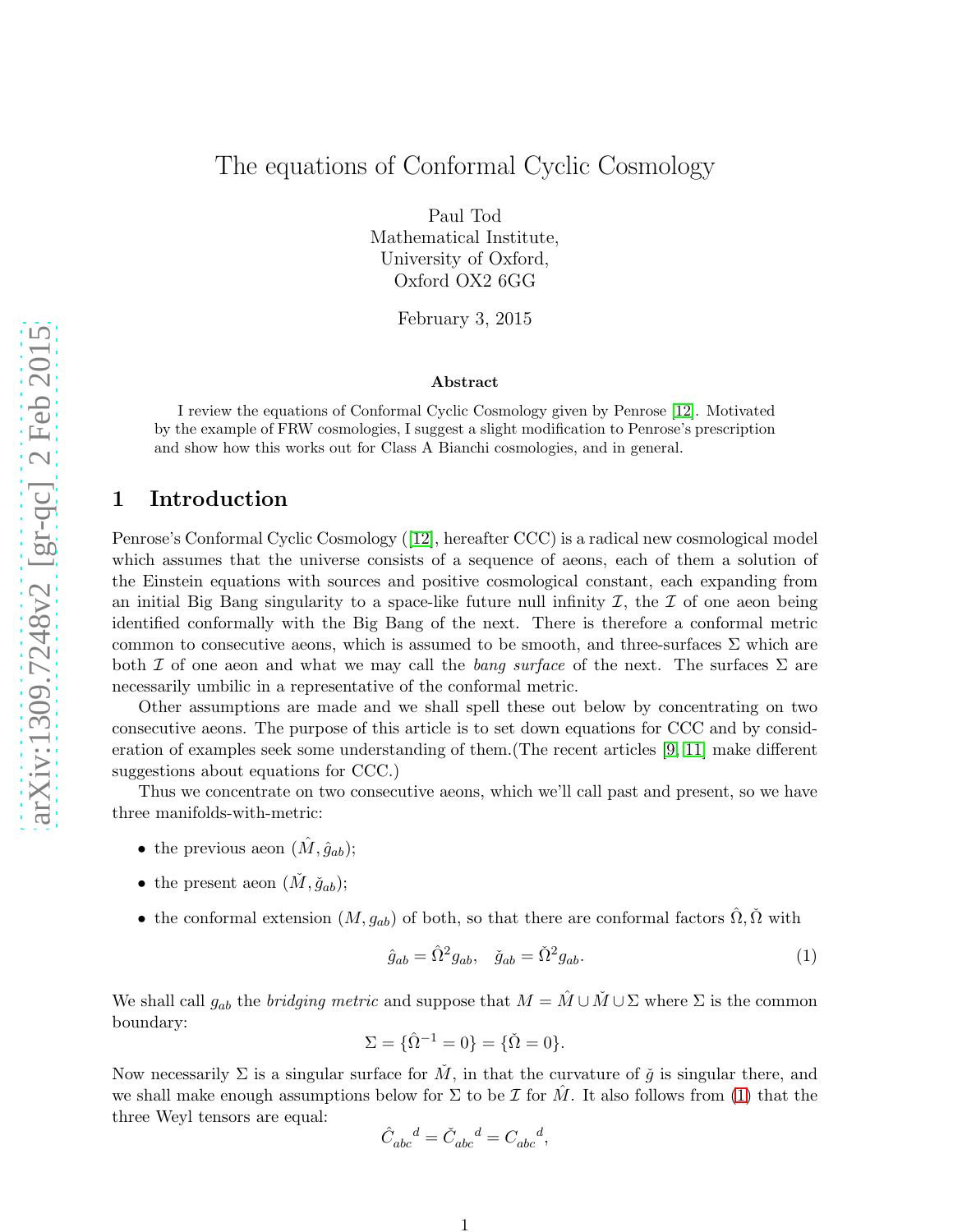# The equations of Conformal Cyclic Cosmology

Paul Tod
Mathematical Institute,
University of Oxford,
Oxford OX2 6GG

February 3, 2015

### Abstract

I review the equations of Conformal Cyclic Cosmology given by Penrose [12]. Motivated by the example of FRW cosmologies, I suggest a slight modification to Penrose's prescription and show how this works out for Class A Bianchi cosmologies, and in general.

## 1 Introduction

Penrose's Conformal Cyclic Cosmology ([12], hereafter CCC) is a radical new cosmological model which assumes that the universe consists of a sequence of aeons, each of them a solution of the Einstein equations with sources and positive cosmological constant, each expanding from an initial Big Bang singularity to a space-like future null infinity $\mathcal{I}$, the $\mathcal{I}$ of one aeon being identified conformally with the Big Bang of the next. There is therefore a conformal metric common to consecutive aeons, which is assumed to be smooth, and three-surfaces $\Sigma$ which are both $\mathcal{I}$ of one aeon and what we may call the *bang surface* of the next. The surfaces $\Sigma$ are necessarily umbilic in a representative of the conformal metric.

Other assumptions are made and we shall spell these out below by concentrating on two consecutive aeons. The purpose of this article is to set down equations for CCC and by consideration of examples seek some understanding of them.(The recent articles [9, 11] make different suggestions about equations for CCC.)

Thus we concentrate on two consecutive aeons, which we'll call past and present, so we have three manifolds-with-metric:

- the previous aeon $(\hat{M}, \hat{g}_{ab})$;
- the present aeon $(\check{M}, \check{g}_{ab})$;
- the conformal extension $(M, g_{ab})$ of both, so that there are conformal factors $\hat{\Omega}, \check{\Omega}$ with

$$\hat{g}_{ab} = \hat{\Omega}^2 g_{ab}, \quad \check{g}_{ab} = \check{\Omega}^2 g_{ab}. \tag{1}$$

We shall call $g_{ab}$ the *bridging metric* and suppose that $M = \hat{M} \cup \check{M} \cup \Sigma$ where $\Sigma$ is the common boundary:

$$\Sigma = \{\hat{\Omega}^{-1} = 0\} = \{\check{\Omega} = 0\}.$$

Now necessarily $\Sigma$ is a singular surface for $\check{M}$, in that the curvature of $\check{g}$ is singular there, and we shall make enough assumptions below for $\Sigma$ to be $\mathcal{I}$ for $\hat{M}$. It also follows from (1) that the three Weyl tensors are equal:

$$\hat{C}_{abc}{}^{d} = \check{C}_{abc}{}^{d} = C_{abc}{}^{d},$$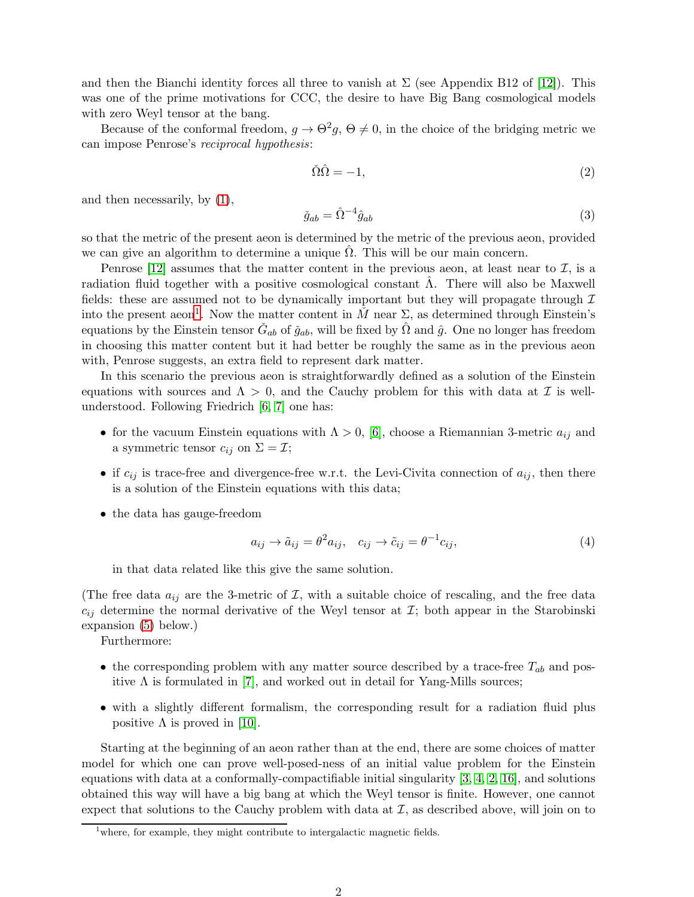and then the Bianchi identity forces all three to vanish at $\Sigma$ (see Appendix B12 of [12]). This was one of the prime motivations for CCC, the desire to have Big Bang cosmological models with zero Weyl tensor at the bang.

Because of the conformal freedom, $g \to \Theta^2 g$, $\Theta \neq 0$, in the choice of the bridging metric we can impose Penrose's *reciprocal hypothesis*:

$$\check{\Omega}\hat{\Omega} = -1, \tag{2}$$

and then necessarily, by (1),

$$\check{g}_{ab} = \hat{\Omega}^{-4}\hat{g}_{ab} \tag{3}$$

so that the metric of the present aeon is determined by the metric of the previous aeon, provided we can give an algorithm to determine a unique $\hat{\Omega}$. This will be our main concern.

Penrose [12] assumes that the matter content in the previous aeon, at least near to $\mathcal{I}$, is a radiation fluid together with a positive cosmological constant $\hat{\Lambda}$. There will also be Maxwell fields: these are assumed not to be dynamically important but they will propagate through $\mathcal{I}$ into the present aeon[1]. Now the matter content in $\check{M}$ near $\Sigma$, as determined through Einstein's equations by the Einstein tensor $\check{G}_{ab}$ of $\check{g}_{ab}$, will be fixed by $\hat{\Omega}$ and $\hat{g}$. One no longer has freedom in choosing this matter content but it had better be roughly the same as in the previous aeon with, Penrose suggests, an extra field to represent dark matter.

In this scenario the previous aeon is straightforwardly defined as a solution of the Einstein equations with sources and $\Lambda > 0$, and the Cauchy problem for this with data at $\mathcal{I}$ is well-understood. Following Friedrich [6, 7] one has:

- for the vacuum Einstein equations with $\Lambda > 0$, [6], choose a Riemannian 3-metric $a_{ij}$ and a symmetric tensor $c_{ij}$ on $\Sigma = \mathcal{I}$;
- if $c_{ij}$ is trace-free and divergence-free w.r.t. the Levi-Civita connection of $a_{ij}$, then there is a solution of the Einstein equations with this data;
- the data has gauge-freedom

$$a_{ij} \to \tilde{a}_{ij} = \theta^2 a_{ij}, \quad c_{ij} \to \tilde{c}_{ij} = \theta^{-1} c_{ij}, \tag{4}$$

  in that data related like this give the same solution.

(The free data $a_{ij}$ are the 3-metric of $\mathcal{I}$, with a suitable choice of rescaling, and the free data $c_{ij}$ determine the normal derivative of the Weyl tensor at $\mathcal{I}$; both appear in the Starobinski expansion (5) below.)

Furthermore:

- the corresponding problem with any matter source described by a trace-free $T_{ab}$ and positive $\Lambda$ is formulated in [7], and worked out in detail for Yang-Mills sources;
- with a slightly different formalism, the corresponding result for a radiation fluid plus positive $\Lambda$ is proved in [10].

Starting at the beginning of an aeon rather than at the end, there are some choices of matter model for which one can prove well-posed-ness of an initial value problem for the Einstein equations with data at a conformally-compactifiable initial singularity [3, 4, 2, 16], and solutions obtained this way will have a big bang at which the Weyl tensor is finite. However, one cannot expect that solutions to the Cauchy problem with data at $\mathcal{I}$, as described above, will join on to

[1] where, for example, they might contribute to intergalactic magnetic fields.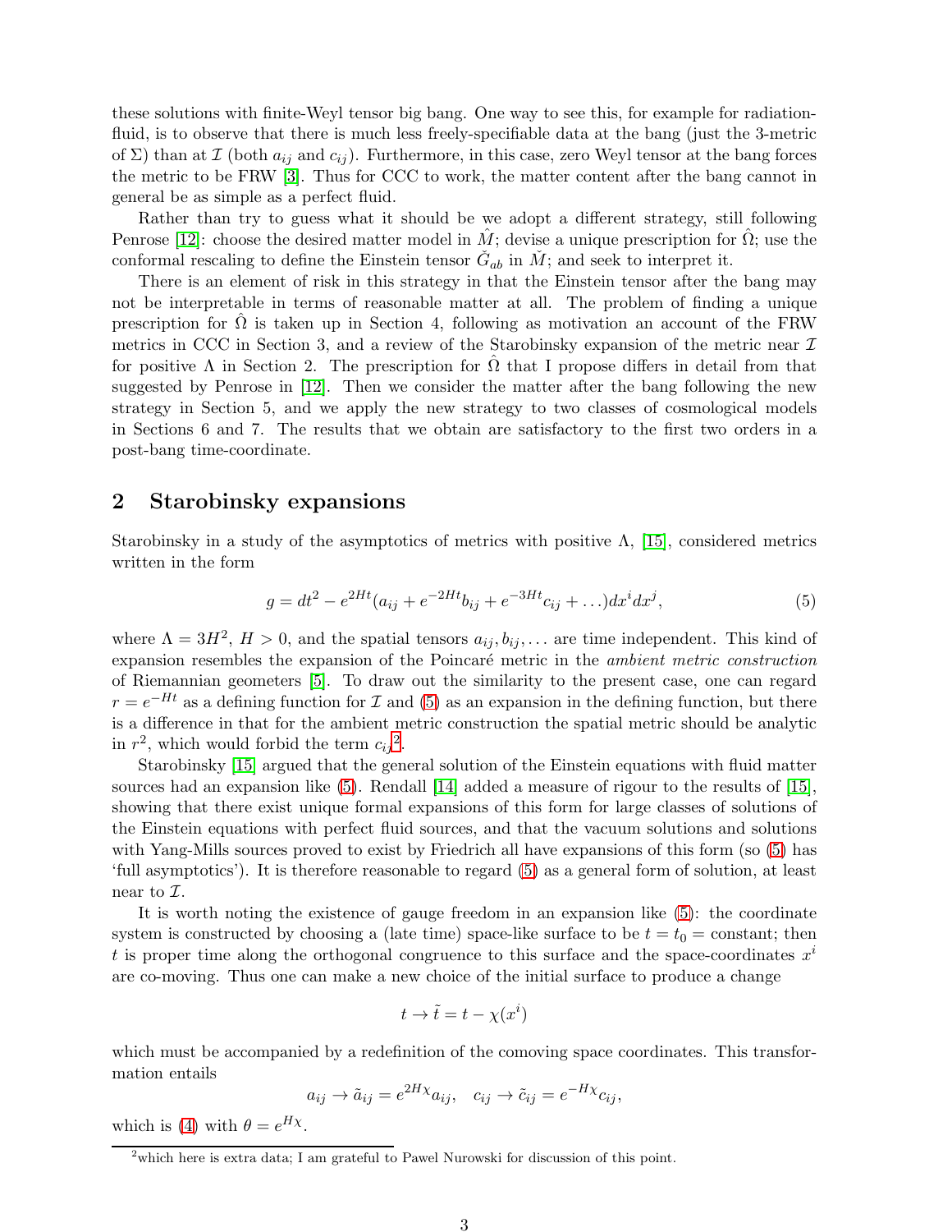these solutions with finite-Weyl tensor big bang. One way to see this, for example for radiation-fluid, is to observe that there is much less freely-specifiable data at the bang (just the 3-metric of $\Sigma$) than at $\mathcal{I}$ (both $a_{ij}$ and $c_{ij}$). Furthermore, in this case, zero Weyl tensor at the bang forces the metric to be FRW [3]. Thus for CCC to work, the matter content after the bang cannot in general be as simple as a perfect fluid.

Rather than try to guess what it should be we adopt a different strategy, still following Penrose [12]: choose the desired matter model in $\check{M}$; devise a unique prescription for $\hat{\Omega}$; use the conformal rescaling to define the Einstein tensor $\check{G}_{ab}$ in $\check{M}$; and seek to interpret it.

There is an element of risk in this strategy in that the Einstein tensor after the bang may not be interpretable in terms of reasonable matter at all. The problem of finding a unique prescription for $\hat{\Omega}$ is taken up in Section 4, following as motivation an account of the FRW metrics in CCC in Section 3, and a review of the Starobinsky expansion of the metric near $\mathcal{I}$ for positive $\Lambda$ in Section 2. The prescription for $\hat{\Omega}$ that I propose differs in detail from that suggested by Penrose in [12]. Then we consider the matter after the bang following the new strategy in Section 5, and we apply the new strategy to two classes of cosmological models in Sections 6 and 7. The results that we obtain are satisfactory to the first two orders in a post-bang time-coordinate.

## 2 Starobinsky expansions

Starobinsky in a study of the asymptotics of metrics with positive $\Lambda$, [15], considered metrics written in the form

$$g = dt^2 - e^{2Ht}(a_{ij} + e^{-2Ht}b_{ij} + e^{-3Ht}c_{ij} + \ldots)dx^i dx^j, \tag{5}$$

where $\Lambda = 3H^2$, $H > 0$, and the spatial tensors $a_{ij}, b_{ij}, \ldots$ are time independent. This kind of expansion resembles the expansion of the Poincaré metric in the *ambient metric construction* of Riemannian geometers [5]. To draw out the similarity to the present case, one can regard $r = e^{-Ht}$ as a defining function for $\mathcal{I}$ and (5) as an expansion in the defining function, but there is a difference in that for the ambient metric construction the spatial metric should be analytic in $r^2$, which would forbid the term $c_{ij}$[2].

Starobinsky [15] argued that the general solution of the Einstein equations with fluid matter sources had an expansion like (5). Rendall [14] added a measure of rigour to the results of [15], showing that there exist unique formal expansions of this form for large classes of solutions of the Einstein equations with perfect fluid sources, and that the vacuum solutions and solutions with Yang-Mills sources proved to exist by Friedrich all have expansions of this form (so (5) has 'full asymptotics'). It is therefore reasonable to regard (5) as a general form of solution, at least near to $\mathcal{I}$.

It is worth noting the existence of gauge freedom in an expansion like (5): the coordinate system is constructed by choosing a (late time) space-like surface to be $t = t_0 =$ constant; then $t$ is proper time along the orthogonal congruence to this surface and the space-coordinates $x^i$ are co-moving. Thus one can make a new choice of the initial surface to produce a change

$$t \to \tilde{t} = t - \chi(x^i)$$

which must be accompanied by a redefinition of the comoving space coordinates. This transformation entails

$$a_{ij} \to \tilde{a}_{ij} = e^{2H\chi}a_{ij}, \quad c_{ij} \to \tilde{c}_{ij} = e^{-H\chi}c_{ij},$$

which is (4) with $\theta = e^{H\chi}$.

[2] which here is extra data; I am grateful to Pawel Nurowski for discussion of this point.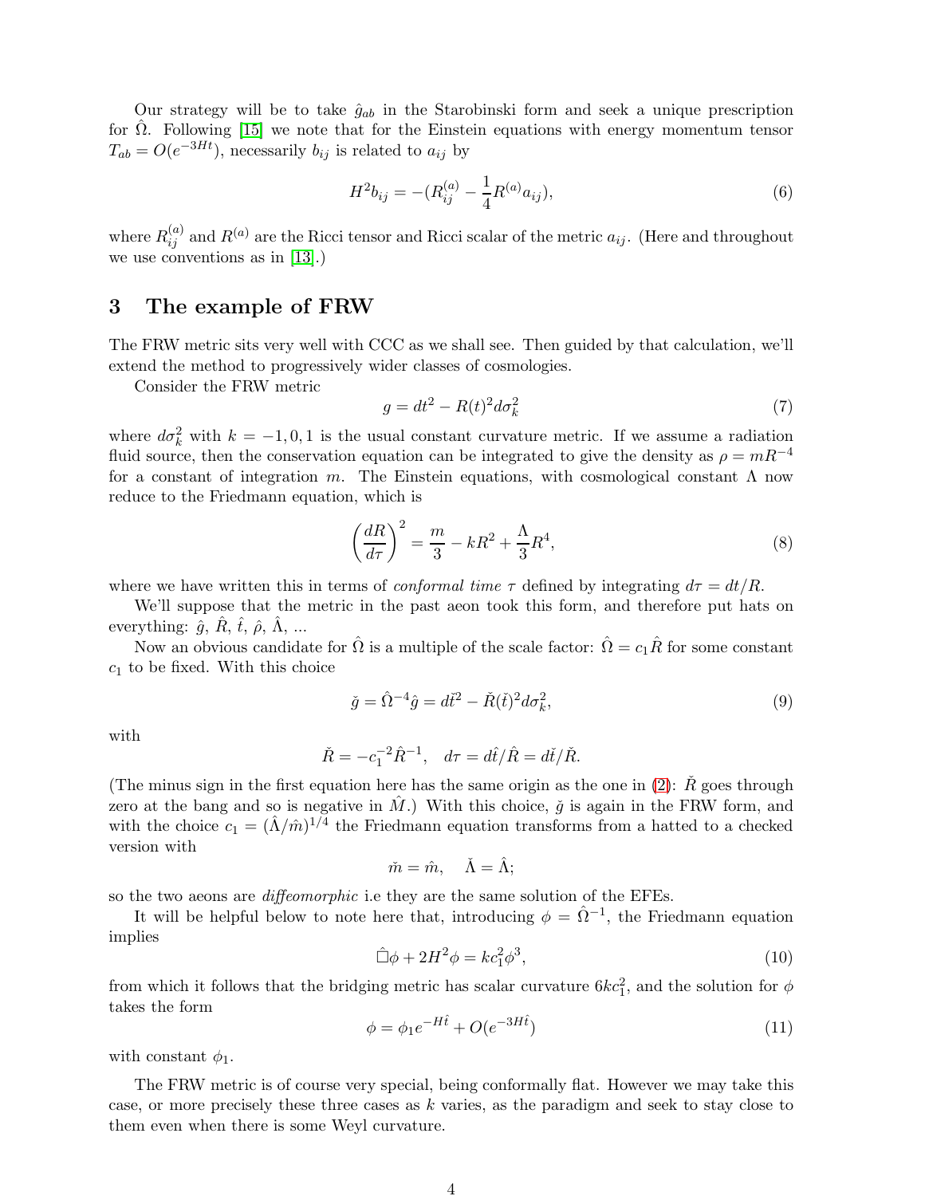Our strategy will be to take $\hat{g}_{ab}$ in the Starobinski form and seek a unique prescription for $\hat{\Omega}$. Following [15] we note that for the Einstein equations with energy momentum tensor $T_{ab} = O(e^{-3Ht})$, necessarily $b_{ij}$ is related to $a_{ij}$ by

$$H^2 b_{ij} = -(R^{(a)}_{ij} - \frac{1}{4} R^{(a)} a_{ij}), \tag{6}$$

where $R^{(a)}_{ij}$ and $R^{(a)}$ are the Ricci tensor and Ricci scalar of the metric $a_{ij}$. (Here and throughout we use conventions as in [13].)

## 3 The example of FRW

The FRW metric sits very well with CCC as we shall see. Then guided by that calculation, we'll extend the method to progressively wider classes of cosmologies.

Consider the FRW metric

$$g = dt^2 - R(t)^2 d\sigma_k^2 \tag{7}$$

where $d\sigma_k^2$ with $k = -1, 0, 1$ is the usual constant curvature metric. If we assume a radiation fluid source, then the conservation equation can be integrated to give the density as $\rho = mR^{-4}$ for a constant of integration $m$. The Einstein equations, with cosmological constant $\Lambda$ now reduce to the Friedmann equation, which is

$$\left(\frac{dR}{d\tau}\right)^2 = \frac{m}{3} - kR^2 + \frac{\Lambda}{3} R^4, \tag{8}$$

where we have written this in terms of *conformal time* $\tau$ defined by integrating $d\tau = dt/R$.

We'll suppose that the metric in the past aeon took this form, and therefore put hats on everything: $\hat{g}$, $\hat{R}$, $\hat{t}$, $\hat{\rho}$, $\hat{\Lambda}$, ...

Now an obvious candidate for $\hat{\Omega}$ is a multiple of the scale factor: $\hat{\Omega} = c_1 \hat{R}$ for some constant $c_1$ to be fixed. With this choice

$$\check{g} = \hat{\Omega}^{-4} \hat{g} = d\check{t}^2 - \check{R}(\check{t})^2 d\sigma_k^2, \tag{9}$$

with

$$\check{R} = -c_1^{-2} \hat{R}^{-1}, \quad d\tau = d\hat{t}/\hat{R} = d\check{t}/\check{R}.$$

(The minus sign in the first equation here has the same origin as the one in (2): $\check{R}$ goes through zero at the bang and so is negative in $\hat{M}$.) With this choice, $\check{g}$ is again in the FRW form, and with the choice $c_1 = (\hat{\Lambda}/\hat{m})^{1/4}$ the Friedmann equation transforms from a hatted to a checked version with

$$\check{m} = \hat{m}, \quad \check{\Lambda} = \hat{\Lambda};$$

so the two aeons are *diffeomorphic* i.e they are the same solution of the EFEs.

It will be helpful below to note here that, introducing $\phi = \hat{\Omega}^{-1}$, the Friedmann equation implies

$$\hat{\Box}\phi + 2H^2\phi = kc_1^2\phi^3, \tag{10}$$

from which it follows that the bridging metric has scalar curvature $6kc_1^2$, and the solution for $\phi$ takes the form

$$\phi = \phi_1 e^{-H\hat{t}} + O(e^{-3H\hat{t}}) \tag{11}$$

with constant $\phi_1$.

The FRW metric is of course very special, being conformally flat. However we may take this case, or more precisely these three cases as $k$ varies, as the paradigm and seek to stay close to them even when there is some Weyl curvature.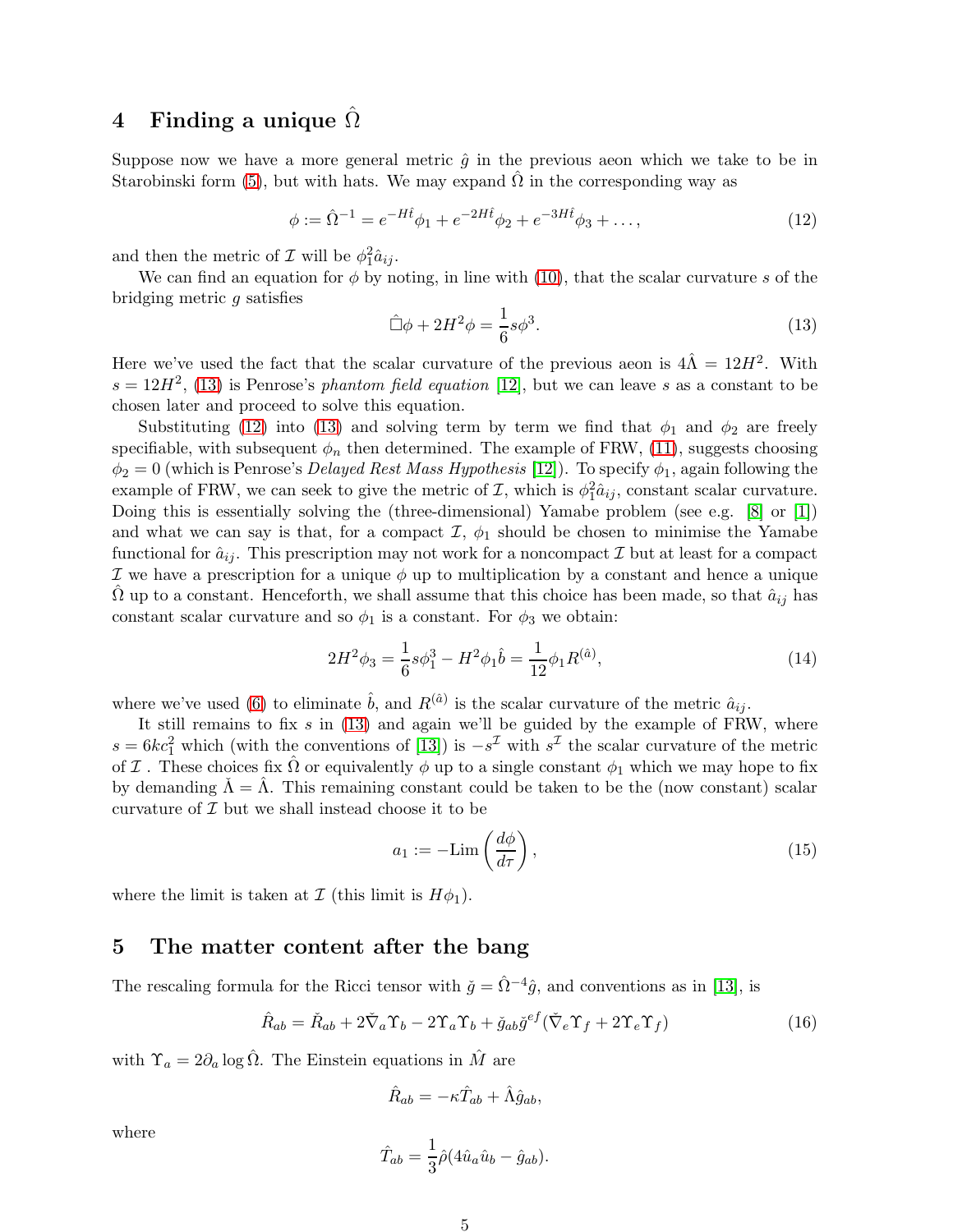## 4 Finding a unique $\hat{\Omega}$

Suppose now we have a more general metric $\hat{g}$ in the previous aeon which we take to be in Starobinski form (5), but with hats. We may expand $\hat{\Omega}$ in the corresponding way as

$$\phi := \hat{\Omega}^{-1} = e^{-H\hat{t}}\phi_1 + e^{-2H\hat{t}}\phi_2 + e^{-3H\hat{t}}\phi_3 + \ldots, \tag{12}$$

and then the metric of $\mathcal{I}$ will be $\phi_1^2 \hat{a}_{ij}$.

We can find an equation for $\phi$ by noting, in line with (10), that the scalar curvature $s$ of the bridging metric $g$ satisfies

$$\hat{\Box}\phi + 2H^2\phi = \frac{1}{6}s\phi^3. \tag{13}$$

Here we've used the fact that the scalar curvature of the previous aeon is $4\hat{\Lambda} = 12H^2$. With $s = 12H^2$, (13) is Penrose's *phantom field equation* [12], but we can leave $s$ as a constant to be chosen later and proceed to solve this equation.

Substituting (12) into (13) and solving term by term we find that $\phi_1$ and $\phi_2$ are freely specifiable, with subsequent $\phi_n$ then determined. The example of FRW, (11), suggests choosing $\phi_2 = 0$ (which is Penrose's *Delayed Rest Mass Hypothesis* [12]). To specify $\phi_1$, again following the example of FRW, we can seek to give the metric of $\mathcal{I}$, which is $\phi_1^2 \hat{a}_{ij}$, constant scalar curvature. Doing this is essentially solving the (three-dimensional) Yamabe problem (see e.g. [8] or [1]) and what we can say is that, for a compact $\mathcal{I}$, $\phi_1$ should be chosen to minimise the Yamabe functional for $\hat{a}_{ij}$. This prescription may not work for a noncompact $\mathcal{I}$ but at least for a compact $\mathcal{I}$ we have a prescription for a unique $\phi$ up to multiplication by a constant and hence a unique $\hat{\Omega}$ up to a constant. Henceforth, we shall assume that this choice has been made, so that $\hat{a}_{ij}$ has constant scalar curvature and so $\phi_1$ is a constant. For $\phi_3$ we obtain:

$$2H^2\phi_3 = \frac{1}{6}s\phi_1^3 - H^2\phi_1\hat{b} = \frac{1}{12}\phi_1 R^{(\hat{a})}, \tag{14}$$

where we've used (6) to eliminate $\hat{b}$, and $R^{(\hat{a})}$ is the scalar curvature of the metric $\hat{a}_{ij}$.

It still remains to fix $s$ in (13) and again we'll be guided by the example of FRW, where $s = 6kc_1^2$ which (with the conventions of [13]) is $-s^{\mathcal{I}}$ with $s^{\mathcal{I}}$ the scalar curvature of the metric of $\mathcal{I}$ . These choices fix $\hat{\Omega}$ or equivalently $\phi$ up to a single constant $\phi_1$ which we may hope to fix by demanding $\check{\Lambda} = \hat{\Lambda}$. This remaining constant could be taken to be the (now constant) scalar curvature of $\mathcal{I}$ but we shall instead choose it to be

$$a_1 := -\mathrm{Lim}\left(\frac{d\phi}{d\tau}\right), \tag{15}$$

where the limit is taken at $\mathcal{I}$ (this limit is $H\phi_1$).

## 5 The matter content after the bang

The rescaling formula for the Ricci tensor with $\check{g} = \hat{\Omega}^{-4}\hat{g}$, and conventions as in [13], is

$$\hat{R}_{ab} = \check{R}_{ab} + 2\check{\nabla}_a\Upsilon_b - 2\Upsilon_a\Upsilon_b + \check{g}_{ab}\check{g}^{ef}(\check{\nabla}_e\Upsilon_f + 2\Upsilon_e\Upsilon_f) \tag{16}$$

with $\Upsilon_a = 2\partial_a \log\hat{\Omega}$. The Einstein equations in $\hat{M}$ are

$$\hat{R}_{ab} = -\kappa\hat{T}_{ab} + \hat{\Lambda}\hat{g}_{ab},$$

where

$$\hat{T}_{ab} = \frac{1}{3}\hat{\rho}(4\hat{u}_a\hat{u}_b - \hat{g}_{ab}).$$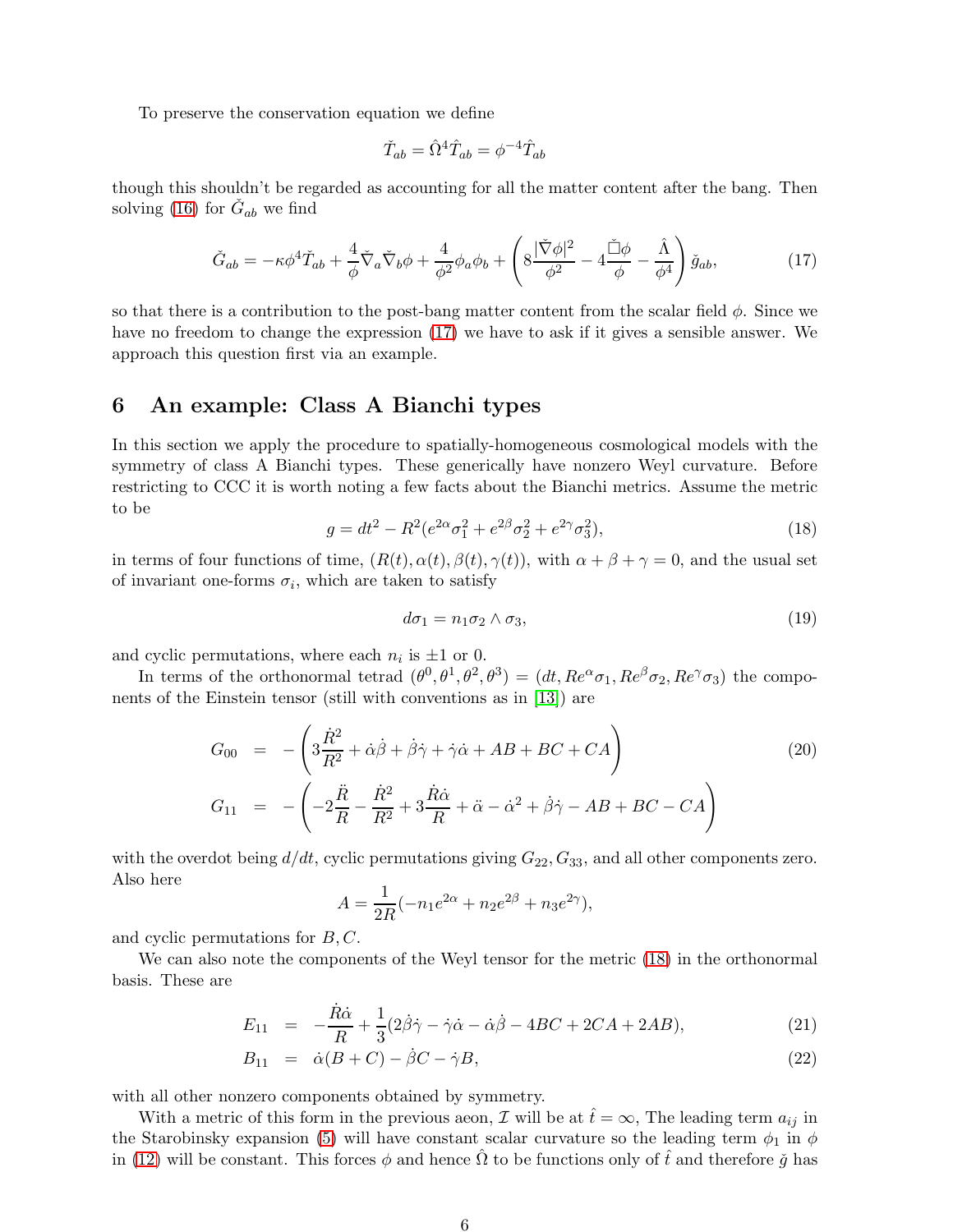To preserve the conservation equation we define

$$\check{T}_{ab} = \hat{\Omega}^4 \hat{T}_{ab} = \phi^{-4} \hat{T}_{ab}$$

though this shouldn't be regarded as accounting for all the matter content after the bang. Then solving (16) for $\check{G}_{ab}$ we find

$$\check{G}_{ab} = -\kappa \phi^4 \check{T}_{ab} + \frac{4}{\phi} \check{\nabla}_a \check{\nabla}_b \phi + \frac{4}{\phi^2} \phi_a \phi_b + \left( 8 \frac{|\check{\nabla}\phi|^2}{\phi^2} - 4 \frac{\check{\Box}\phi}{\phi} - \frac{\hat{\Lambda}}{\phi^4} \right) \check{g}_{ab}, \tag{17}$$

so that there is a contribution to the post-bang matter content from the scalar field $\phi$. Since we have no freedom to change the expression (17) we have to ask if it gives a sensible answer. We approach this question first via an example.

## 6 An example: Class A Bianchi types

In this section we apply the procedure to spatially-homogeneous cosmological models with the symmetry of class A Bianchi types. These generically have nonzero Weyl curvature. Before restricting to CCC it is worth noting a few facts about the Bianchi metrics. Assume the metric to be

$$g = dt^2 - R^2(e^{2\alpha}\sigma_1^2 + e^{2\beta}\sigma_2^2 + e^{2\gamma}\sigma_3^2), \tag{18}$$

in terms of four functions of time, $(R(t), \alpha(t), \beta(t), \gamma(t))$, with $\alpha + \beta + \gamma = 0$, and the usual set of invariant one-forms $\sigma_i$, which are taken to satisfy

$$d\sigma_1 = n_1 \sigma_2 \wedge \sigma_3, \tag{19}$$

and cyclic permutations, where each $n_i$ is $\pm 1$ or 0.

In terms of the orthonormal tetrad $(\theta^0, \theta^1, \theta^2, \theta^3) = (dt, Re^{\alpha}\sigma_1, Re^{\beta}\sigma_2, Re^{\gamma}\sigma_3)$ the components of the Einstein tensor (still with conventions as in [13]) are

$$\begin{aligned} G_{00} &= -\left( 3\frac{\dot{R}^2}{R^2} + \dot{\alpha}\dot{\beta} + \dot{\beta}\dot{\gamma} + \dot{\gamma}\dot{\alpha} + AB + BC + CA \right) \\ G_{11} &= -\left( -2\frac{\ddot{R}}{R} - \frac{\dot{R}^2}{R^2} + 3\frac{\dot{R}\dot{\alpha}}{R} + \ddot{\alpha} - \dot{\alpha}^2 + \dot{\beta}\dot{\gamma} - AB + BC - CA \right) \end{aligned} \tag{20}$$

with the overdot being $d/dt$, cyclic permutations giving $G_{22}, G_{33}$, and all other components zero. Also here

$$A = \frac{1}{2R}(-n_1 e^{2\alpha} + n_2 e^{2\beta} + n_3 e^{2\gamma}),$$

and cyclic permutations for $B, C$.

We can also note the components of the Weyl tensor for the metric (18) in the orthonormal basis. These are

$$E_{11} = -\frac{\dot{R}\dot{\alpha}}{R} + \frac{1}{3}(2\dot{\beta}\dot{\gamma} - \dot{\gamma}\dot{\alpha} - \dot{\alpha}\dot{\beta} - 4BC + 2CA + 2AB), \tag{21}$$

$$B_{11} = \dot{\alpha}(B + C) - \dot{\beta}C - \dot{\gamma}B, \tag{22}$$

with all other nonzero components obtained by symmetry.

With a metric of this form in the previous aeon, $\mathcal{I}$ will be at $\hat{t} = \infty$, The leading term $a_{ij}$ in the Starobinsky expansion (5) will have constant scalar curvature so the leading term $\phi_1$ in $\phi$ in (12) will be constant. This forces $\phi$ and hence $\hat{\Omega}$ to be functions only of $\hat{t}$ and therefore $\check{g}$ has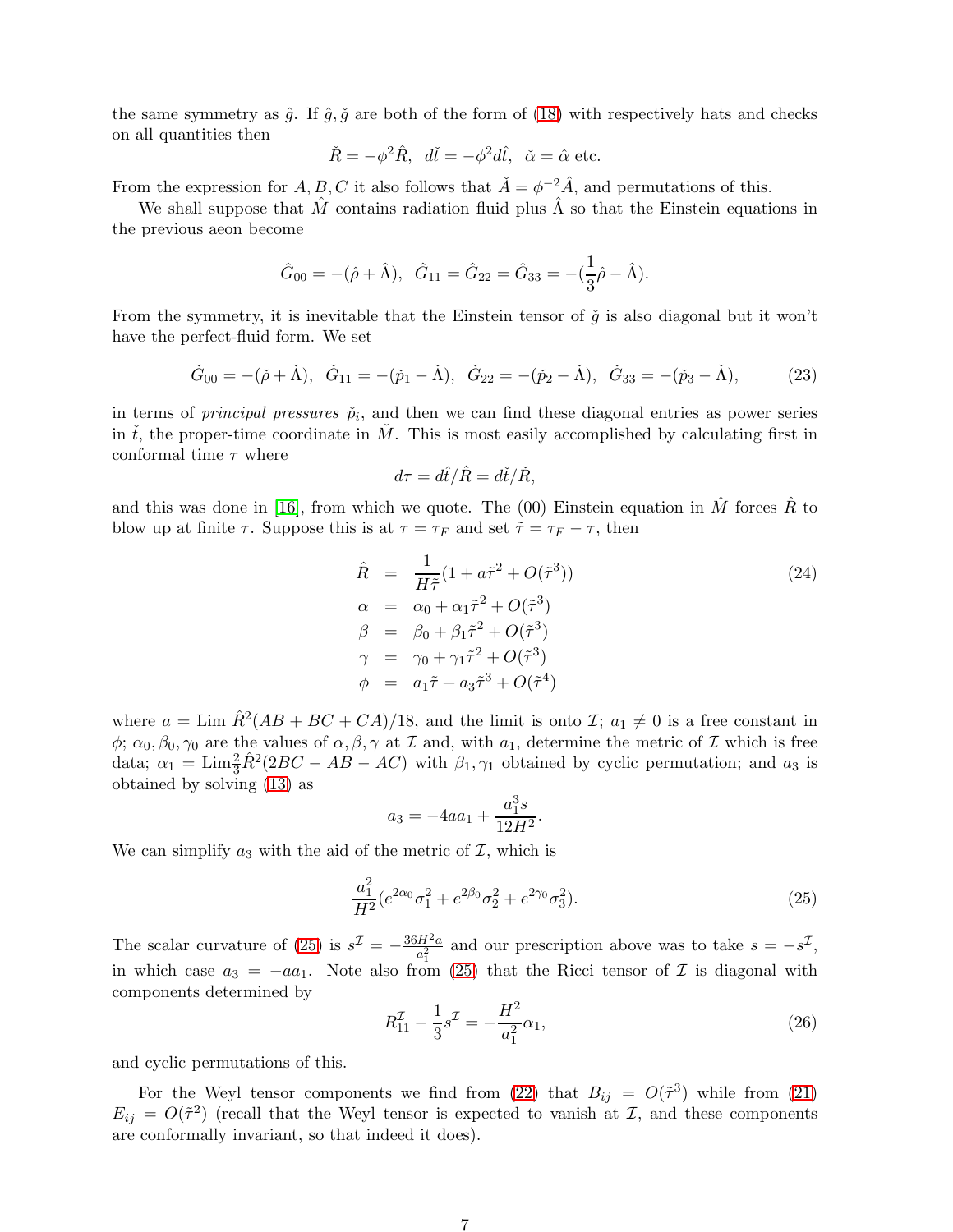the same symmetry as $\hat{g}$. If $\hat{g}, \check{g}$ are both of the form of (18) with respectively hats and checks on all quantities then

$$\check{R} = -\phi^2 \hat{R}, \;\; d\check{t} = -\phi^2 d\hat{t}, \;\; \check{\alpha} = \hat{\alpha} \text{ etc.}$$

From the expression for $A, B, C$ it also follows that $\check{A} = \phi^{-2}\hat{A}$, and permutations of this.

We shall suppose that $\hat{M}$ contains radiation fluid plus $\hat{\Lambda}$ so that the Einstein equations in the previous aeon become

$$\hat{G}_{00} = -(\hat{\rho} + \hat{\Lambda}), \;\; \hat{G}_{11} = \hat{G}_{22} = \hat{G}_{33} = -(\frac{1}{3}\hat{\rho} - \hat{\Lambda}).$$

From the symmetry, it is inevitable that the Einstein tensor of $\check{g}$ is also diagonal but it won't have the perfect-fluid form. We set

$$\check{G}_{00} = -(\check{\rho} + \check{\Lambda}), \;\; \check{G}_{11} = -(\check{p}_1 - \check{\Lambda}), \;\; \check{G}_{22} = -(\check{p}_2 - \check{\Lambda}), \;\; \check{G}_{33} = -(\check{p}_3 - \check{\Lambda}), \tag{23}$$

in terms of *principal pressures* $\check{p}_i$, and then we can find these diagonal entries as power series in $\check{t}$, the proper-time coordinate in $\check{M}$. This is most easily accomplished by calculating first in conformal time $\tau$ where

$$d\tau = d\hat{t}/\hat{R} = d\check{t}/\check{R},$$

and this was done in [16], from which we quote. The (00) Einstein equation in $\hat{M}$ forces $\hat{R}$ to blow up at finite $\tau$. Suppose this is at $\tau = \tau_F$ and set $\tilde{\tau} = \tau_F - \tau$, then

$$\begin{aligned}
\hat{R} &= \frac{1}{H\tilde{\tau}}(1 + a\tilde{\tau}^2 + O(\tilde{\tau}^3)) \\
\alpha &= \alpha_0 + \alpha_1 \tilde{\tau}^2 + O(\tilde{\tau}^3) \\
\beta &= \beta_0 + \beta_1 \tilde{\tau}^2 + O(\tilde{\tau}^3) \\
\gamma &= \gamma_0 + \gamma_1 \tilde{\tau}^2 + O(\tilde{\tau}^3) \\
\phi &= a_1 \tilde{\tau} + a_3 \tilde{\tau}^3 + O(\tilde{\tau}^4)
\end{aligned} \tag{24}$$

where $a = \text{Lim}\, \hat{R}^2(AB + BC + CA)/18$, and the limit is onto $\mathcal{I}$; $a_1 \neq 0$ is a free constant in $\phi$; $\alpha_0, \beta_0, \gamma_0$ are the values of $\alpha, \beta, \gamma$ at $\mathcal{I}$ and, with $a_1$, determine the metric of $\mathcal{I}$ which is free data; $\alpha_1 = \text{Lim}\frac{2}{3}\hat{R}^2(2BC - AB - AC)$ with $\beta_1, \gamma_1$ obtained by cyclic permutation; and $a_3$ is obtained by solving (13) as

$$a_3 = -4aa_1 + \frac{a_1^3 s}{12H^2}.$$

We can simplify $a_3$ with the aid of the metric of $\mathcal{I}$, which is

$$\frac{a_1^2}{H^2}(e^{2\alpha_0}\sigma_1^2 + e^{2\beta_0}\sigma_2^2 + e^{2\gamma_0}\sigma_3^2). \tag{25}$$

The scalar curvature of (25) is $s^{\mathcal{I}} = -\frac{36H^2 a}{a_1^2}$ and our prescription above was to take $s = -s^{\mathcal{I}}$, in which case $a_3 = -aa_1$. Note also from (25) that the Ricci tensor of $\mathcal{I}$ is diagonal with components determined by

$$R_{11}^{\mathcal{I}} - \frac{1}{3}s^{\mathcal{I}} = -\frac{H^2}{a_1^2}\alpha_1, \tag{26}$$

and cyclic permutations of this.

For the Weyl tensor components we find from (22) that $B_{ij} = O(\tilde{\tau}^3)$ while from (21) $E_{ij} = O(\tilde{\tau}^2)$ (recall that the Weyl tensor is expected to vanish at $\mathcal{I}$, and these components are conformally invariant, so that indeed it does).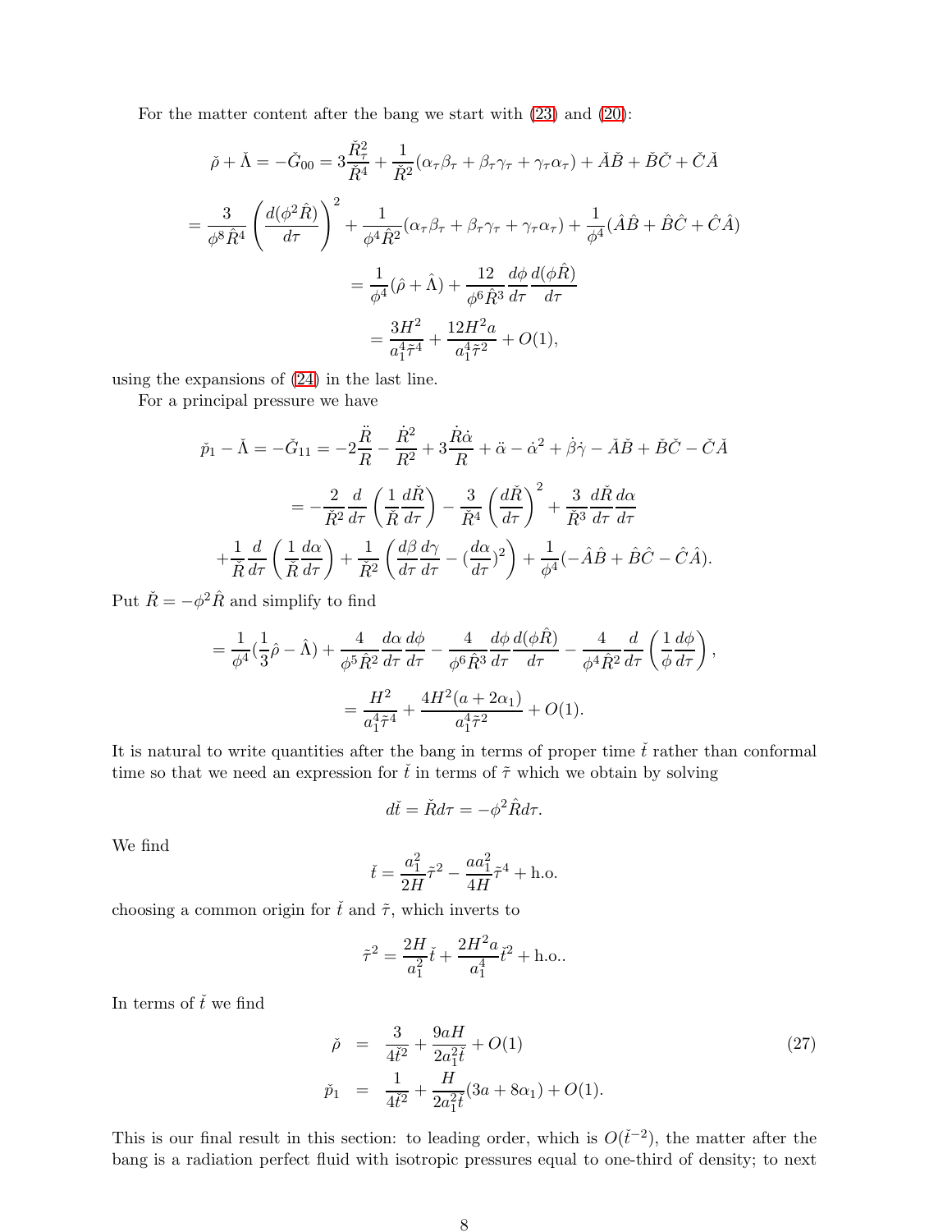For the matter content after the bang we start with (23) and (20):

$$\check{\rho} + \check{\Lambda} = -\check{G}_{00} = 3\frac{\check{R}_\tau^2}{\check{R}^4} + \frac{1}{\check{R}^2}(\alpha_\tau\beta_\tau + \beta_\tau\gamma_\tau + \gamma_\tau\alpha_\tau) + \check{A}\check{B} + \check{B}\check{C} + \check{C}\check{A}$$

$$= \frac{3}{\phi^8\hat{R}^4}\left(\frac{d(\phi^2\hat{R})}{d\tau}\right)^2 + \frac{1}{\phi^4\hat{R}^2}(\alpha_\tau\beta_\tau + \beta_\tau\gamma_\tau + \gamma_\tau\alpha_\tau) + \frac{1}{\phi^4}(\hat{A}\hat{B} + \hat{B}\hat{C} + \hat{C}\hat{A})$$

$$= \frac{1}{\phi^4}(\hat{\rho} + \hat{\Lambda}) + \frac{12}{\phi^6\hat{R}^3}\frac{d\phi}{d\tau}\frac{d(\phi\hat{R})}{d\tau}$$

$$= \frac{3H^2}{a_1^4\tilde{\tau}^4} + \frac{12H^2a}{a_1^4\tilde{\tau}^2} + O(1),$$

using the expansions of (24) in the last line.

For a principal pressure we have

$$\check{p}_1 - \check{\Lambda} = -\check{G}_{11} = -2\frac{\ddot{R}}{R} - \frac{\dot{R}^2}{R^2} + 3\frac{\dot{R}\dot{\alpha}}{R} + \ddot{\alpha} - \dot{\alpha}^2 + \dot{\beta}\dot{\gamma} - \check{A}\check{B} + \check{B}\check{C} - \check{C}\check{A}$$

$$= -\frac{2}{\check{R}^2}\frac{d}{d\tau}\left(\frac{1}{\check{R}}\frac{d\check{R}}{d\tau}\right) - \frac{3}{\check{R}^4}\left(\frac{d\check{R}}{d\tau}\right)^2 + \frac{3}{\check{R}^3}\frac{d\check{R}}{d\tau}\frac{d\alpha}{d\tau}$$

$$+\frac{1}{\check{R}}\frac{d}{d\tau}\left(\frac{1}{\check{R}}\frac{d\alpha}{d\tau}\right) + \frac{1}{\check{R}^2}\left(\frac{d\beta}{d\tau}\frac{d\gamma}{d\tau} - (\frac{d\alpha}{d\tau})^2\right) + \frac{1}{\phi^4}(-\hat{A}\hat{B} + \hat{B}\hat{C} - \hat{C}\hat{A}).$$

Put $\check{R} = -\phi^2\hat{R}$ and simplify to find

$$= \frac{1}{\phi^4}(\frac{1}{3}\hat{\rho} - \hat{\Lambda}) + \frac{4}{\phi^5\hat{R}^2}\frac{d\alpha}{d\tau}\frac{d\phi}{d\tau} - \frac{4}{\phi^6\hat{R}^3}\frac{d\phi}{d\tau}\frac{d(\phi\hat{R})}{d\tau} - \frac{4}{\phi^4\hat{R}^2}\frac{d}{d\tau}\left(\frac{1}{\phi}\frac{d\phi}{d\tau}\right),$$

$$= \frac{H^2}{a_1^4\tilde{\tau}^4} + \frac{4H^2(a + 2\alpha_1)}{a_1^4\tilde{\tau}^2} + O(1).$$

It is natural to write quantities after the bang in terms of proper time $\check{t}$ rather than conformal time so that we need an expression for $\check{t}$ in terms of $\tilde{\tau}$ which we obtain by solving

$$d\check{t} = \check{R}d\tau = -\phi^2\hat{R}d\tau.$$

We find

$$\check{t} = \frac{a_1^2}{2H}\tilde{\tau}^2 - \frac{aa_1^2}{4H}\tilde{\tau}^4 + \text{h.o.}$$

choosing a common origin for $\check{t}$ and $\tilde{\tau}$, which inverts to

$$\tilde{\tau}^2 = \frac{2H}{a_1^2}\check{t} + \frac{2H^2a}{a_1^4}\check{t}^2 + \text{h.o.}.$$

In terms of $\check{t}$ we find

$$\begin{aligned}
\check{\rho} &= \frac{3}{4\check{t}^2} + \frac{9aH}{2a_1^2\check{t}} + O(1) \\
\check{p}_1 &= \frac{1}{4\check{t}^2} + \frac{H}{2a_1^2\check{t}}(3a + 8\alpha_1) + O(1).
\end{aligned} \tag{27}$$

This is our final result in this section: to leading order, which is $O(\check{t}^{-2})$, the matter after the bang is a radiation perfect fluid with isotropic pressures equal to one-third of density; to next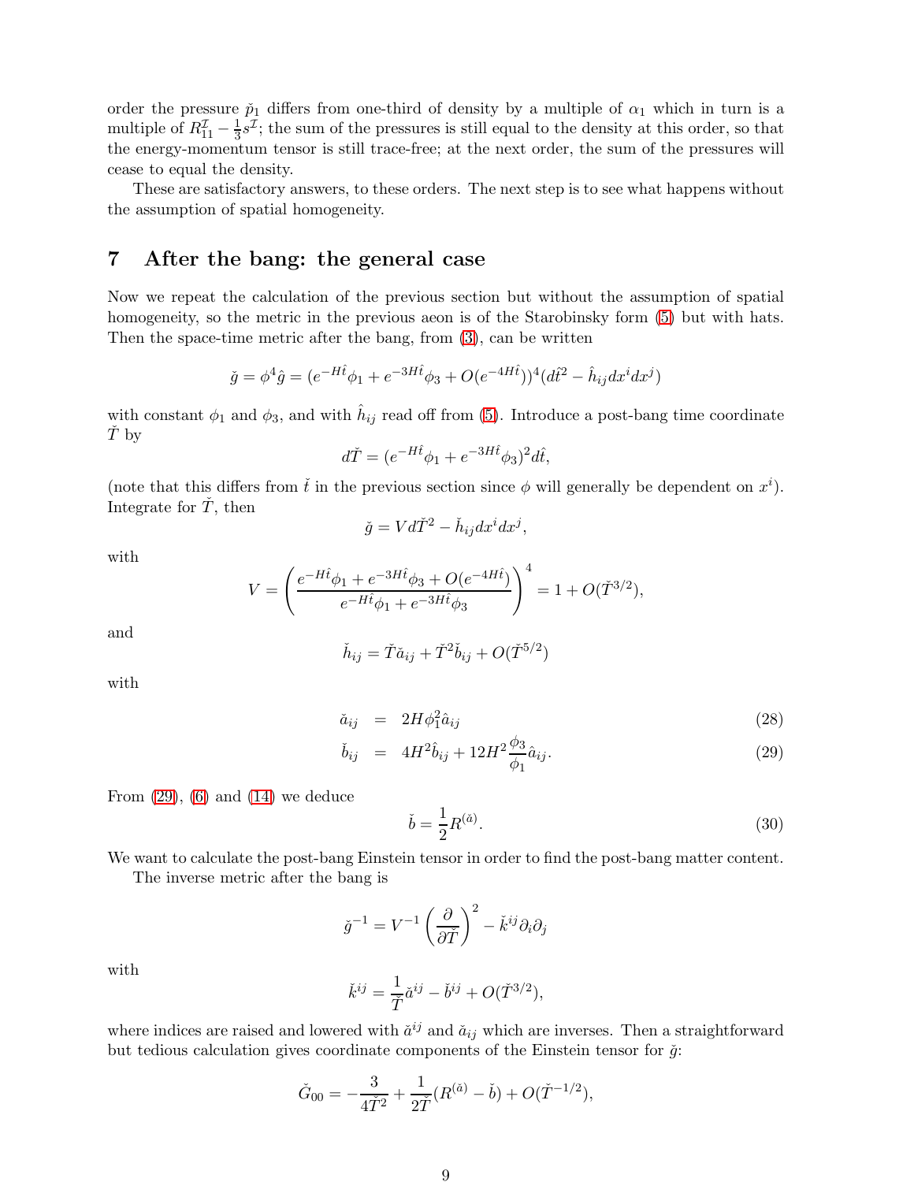order the pressure $\check{p}_1$ differs from one-third of density by a multiple of $\alpha_1$ which in turn is a multiple of $R^{\mathcal{I}}_{11} - \frac{1}{3}s^{\mathcal{I}}$; the sum of the pressures is still equal to the density at this order, so that the energy-momentum tensor is still trace-free; at the next order, the sum of the pressures will cease to equal the density.

These are satisfactory answers, to these orders. The next step is to see what happens without the assumption of spatial homogeneity.

## 7 After the bang: the general case

Now we repeat the calculation of the previous section but without the assumption of spatial homogeneity, so the metric in the previous aeon is of the Starobinsky form (5) but with hats. Then the space-time metric after the bang, from (3), can be written

$$\check{g} = \phi^4 \hat{g} = (e^{-H\hat{t}}\phi_1 + e^{-3H\hat{t}}\phi_3 + O(e^{-4H\hat{t}}))^4 (d\hat{t}^2 - \hat{h}_{ij}dx^i dx^j)$$

with constant $\phi_1$ and $\phi_3$, and with $\hat{h}_{ij}$ read off from (5). Introduce a post-bang time coordinate $\check{T}$ by

$$d\check{T} = (e^{-H\hat{t}}\phi_1 + e^{-3H\hat{t}}\phi_3)^2 d\hat{t},$$

(note that this differs from $\check{t}$ in the previous section since $\phi$ will generally be dependent on $x^i$). Integrate for $\check{T}$, then

$$\check{g} = V d\check{T}^2 - \check{h}_{ij}dx^i dx^j,$$

with

$$V = \left( \frac{e^{-H\hat{t}}\phi_1 + e^{-3H\hat{t}}\phi_3 + O(e^{-4H\hat{t}})}{e^{-H\hat{t}}\phi_1 + e^{-3H\hat{t}}\phi_3} \right)^4 = 1 + O(\check{T}^{3/2}),$$

and

$$\check{h}_{ij} = \check{T}\check{a}_{ij} + \check{T}^2 \check{b}_{ij} + O(\check{T}^{5/2})$$

with

$$\check{a}_{ij} = 2H\phi_1^2 \hat{a}_{ij} \tag{28}$$

$$\check{b}_{ij} = 4H^2 \hat{b}_{ij} + 12H^2 \frac{\phi_3}{\phi_1}\hat{a}_{ij}. \tag{29}$$

From (29), (6) and (14) we deduce

$$\check{b} = \frac{1}{2}R^{(\check{a})}. \tag{30}$$

We want to calculate the post-bang Einstein tensor in order to find the post-bang matter content.

The inverse metric after the bang is

$$\check{g}^{-1} = V^{-1}\left(\frac{\partial}{\partial \check{T}}\right)^2 - \check{k}^{ij}\partial_i \partial_j$$

with

$$\check{k}^{ij} = \frac{1}{\check{T}}\check{a}^{ij} - \check{b}^{ij} + O(\check{T}^{3/2}),$$

where indices are raised and lowered with $\check{a}^{ij}$ and $\check{a}_{ij}$ which are inverses. Then a straightforward but tedious calculation gives coordinate components of the Einstein tensor for $\check{g}$:

$$\check{G}_{00} = -\frac{3}{4\check{T}^2} + \frac{1}{2\check{T}}(R^{(\check{a})} - \check{b}) + O(\check{T}^{-1/2}),$$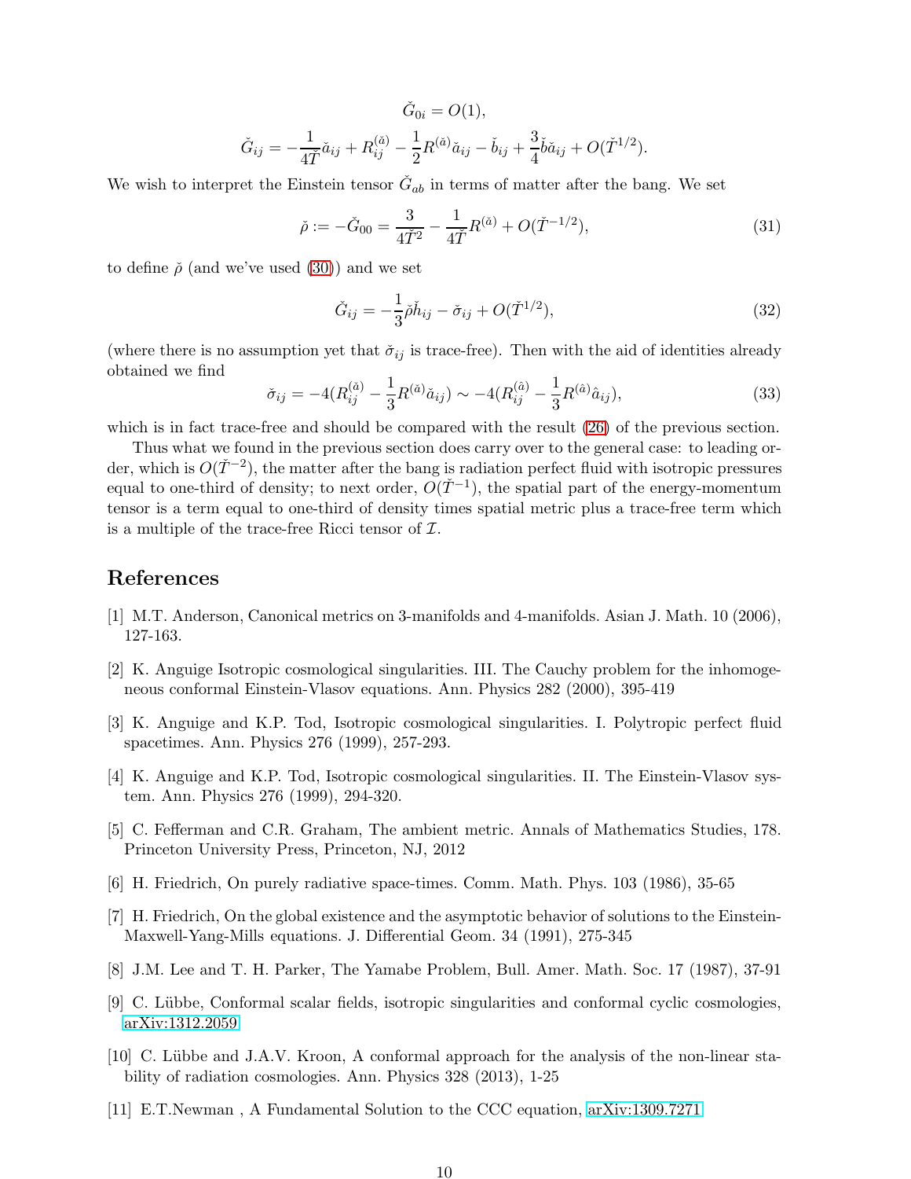$$\check{G}_{0i} = O(1),$$

$$\check{G}_{ij} = -\frac{1}{4\check{T}}\check{a}_{ij} + R^{(\check{a})}_{ij} - \frac{1}{2}R^{(\check{a})}\check{a}_{ij} - \check{b}_{ij} + \frac{3}{4}\check{b}\check{a}_{ij} + O(\check{T}^{1/2}).$$

We wish to interpret the Einstein tensor $\check{G}_{ab}$ in terms of matter after the bang. We set

$$\check{\rho} := -\check{G}_{00} = \frac{3}{4\check{T}^2} - \frac{1}{4\check{T}}R^{(\check{a})} + O(\check{T}^{-1/2}), \tag{31}$$

to define $\check{\rho}$ (and we've used (30)) and we set

$$\check{G}_{ij} = -\frac{1}{3}\check{\rho}\check{h}_{ij} - \check{\sigma}_{ij} + O(\check{T}^{1/2}), \tag{32}$$

(where there is no assumption yet that $\check{\sigma}_{ij}$ is trace-free). Then with the aid of identities already obtained we find

$$\check{\sigma}_{ij} = -4(R^{(\check{a})}_{ij} - \frac{1}{3}R^{(\check{a})}\check{a}_{ij}) \sim -4(R^{(\hat{a})}_{ij} - \frac{1}{3}R^{(\hat{a})}\hat{a}_{ij}), \tag{33}$$

which is in fact trace-free and should be compared with the result (26) of the previous section.

Thus what we found in the previous section does carry over to the general case: to leading order, which is $O(\check{T}^{-2})$, the matter after the bang is radiation perfect fluid with isotropic pressures equal to one-third of density; to next order, $O(\check{T}^{-1})$, the spatial part of the energy-momentum tensor is a term equal to one-third of density times spatial metric plus a trace-free term which is a multiple of the trace-free Ricci tensor of $\mathcal{I}$.

## References

[1] M.T. Anderson, Canonical metrics on 3-manifolds and 4-manifolds. Asian J. Math. 10 (2006), 127-163.

[2] K. Anguige Isotropic cosmological singularities. III. The Cauchy problem for the inhomogeneous conformal Einstein-Vlasov equations. Ann. Physics 282 (2000), 395-419

[3] K. Anguige and K.P. Tod, Isotropic cosmological singularities. I. Polytropic perfect fluid spacetimes. Ann. Physics 276 (1999), 257-293.

[4] K. Anguige and K.P. Tod, Isotropic cosmological singularities. II. The Einstein-Vlasov system. Ann. Physics 276 (1999), 294-320.

[5] C. Fefferman and C.R. Graham, The ambient metric. Annals of Mathematics Studies, 178. Princeton University Press, Princeton, NJ, 2012

[6] H. Friedrich, On purely radiative space-times. Comm. Math. Phys. 103 (1986), 35-65

[7] H. Friedrich, On the global existence and the asymptotic behavior of solutions to the Einstein-Maxwell-Yang-Mills equations. J. Differential Geom. 34 (1991), 275-345

[8] J.M. Lee and T. H. Parker, The Yamabe Problem, Bull. Amer. Math. Soc. 17 (1987), 37-91

[9] C. Lübbe, Conformal scalar fields, isotropic singularities and conformal cyclic cosmologies, arXiv:1312.2059

[10] C. Lübbe and J.A.V. Kroon, A conformal approach for the analysis of the non-linear stability of radiation cosmologies. Ann. Physics 328 (2013), 1-25

[11] E.T.Newman , A Fundamental Solution to the CCC equation, arXiv:1309.7271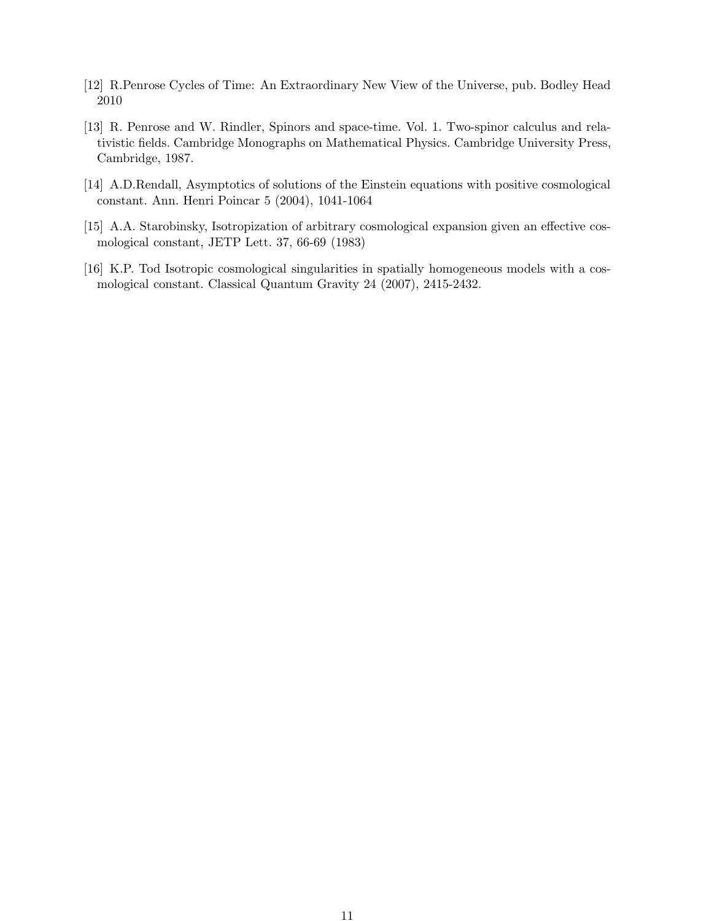[12] R.Penrose Cycles of Time: An Extraordinary New View of the Universe, pub. Bodley Head 2010

[13] R. Penrose and W. Rindler, Spinors and space-time. Vol. 1. Two-spinor calculus and relativistic fields. Cambridge Monographs on Mathematical Physics. Cambridge University Press, Cambridge, 1987.

[14] A.D.Rendall, Asymptotics of solutions of the Einstein equations with positive cosmological constant. Ann. Henri Poincar 5 (2004), 1041-1064

[15] A.A. Starobinsky, Isotropization of arbitrary cosmological expansion given an effective cosmological constant, JETP Lett. 37, 66-69 (1983)

[16] K.P. Tod Isotropic cosmological singularities in spatially homogeneous models with a cosmological constant. Classical Quantum Gravity 24 (2007), 2415-2432.